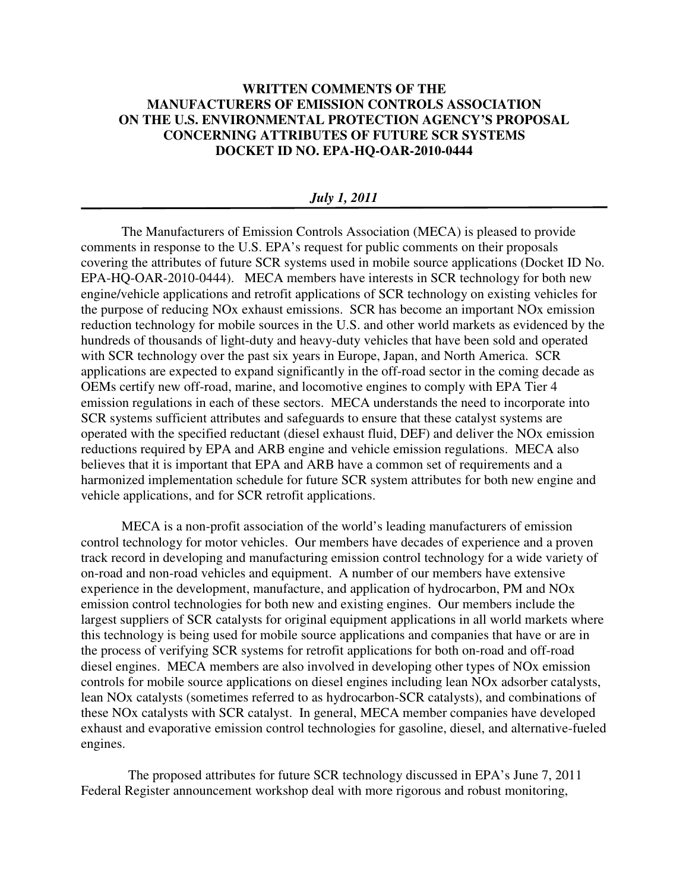# WRITTEN COMMENTS OF THE MANUFACTURERS OF EMISSION CONTROLS ASSOCIATION ON THE U.S. ENVIRONMENTAL PROTECTION AGENCY'S PROPOSAL CONCERNING ATTRIBUTES OF FUTURE SCR SYSTEMS DOCKET ID NO. EPA-HQ-OAR-2010-0444

***July 1, 2011***

---

The Manufacturers of Emission Controls Association (MECA) is pleased to provide comments in response to the U.S. EPA's request for public comments on their proposals covering the attributes of future SCR systems used in mobile source applications (Docket ID No. EPA-HQ-OAR-2010-0444). MECA members have interests in SCR technology for both new engine/vehicle applications and retrofit applications of SCR technology on existing vehicles for the purpose of reducing NOx exhaust emissions. SCR has become an important NOx emission reduction technology for mobile sources in the U.S. and other world markets as evidenced by the hundreds of thousands of light-duty and heavy-duty vehicles that have been sold and operated with SCR technology over the past six years in Europe, Japan, and North America. SCR applications are expected to expand significantly in the off-road sector in the coming decade as OEMs certify new off-road, marine, and locomotive engines to comply with EPA Tier 4 emission regulations in each of these sectors. MECA understands the need to incorporate into SCR systems sufficient attributes and safeguards to ensure that these catalyst systems are operated with the specified reductant (diesel exhaust fluid, DEF) and deliver the NOx emission reductions required by EPA and ARB engine and vehicle emission regulations. MECA also believes that it is important that EPA and ARB have a common set of requirements and a harmonized implementation schedule for future SCR system attributes for both new engine and vehicle applications, and for SCR retrofit applications.

MECA is a non-profit association of the world's leading manufacturers of emission control technology for motor vehicles. Our members have decades of experience and a proven track record in developing and manufacturing emission control technology for a wide variety of on-road and non-road vehicles and equipment. A number of our members have extensive experience in the development, manufacture, and application of hydrocarbon, PM and NOx emission control technologies for both new and existing engines. Our members include the largest suppliers of SCR catalysts for original equipment applications in all world markets where this technology is being used for mobile source applications and companies that have or are in the process of verifying SCR systems for retrofit applications for both on-road and off-road diesel engines. MECA members are also involved in developing other types of NOx emission controls for mobile source applications on diesel engines including lean NOx adsorber catalysts, lean NOx catalysts (sometimes referred to as hydrocarbon-SCR catalysts), and combinations of these NOx catalysts with SCR catalyst. In general, MECA member companies have developed exhaust and evaporative emission control technologies for gasoline, diesel, and alternative-fueled engines.

The proposed attributes for future SCR technology discussed in EPA's June 7, 2011 Federal Register announcement workshop deal with more rigorous and robust monitoring,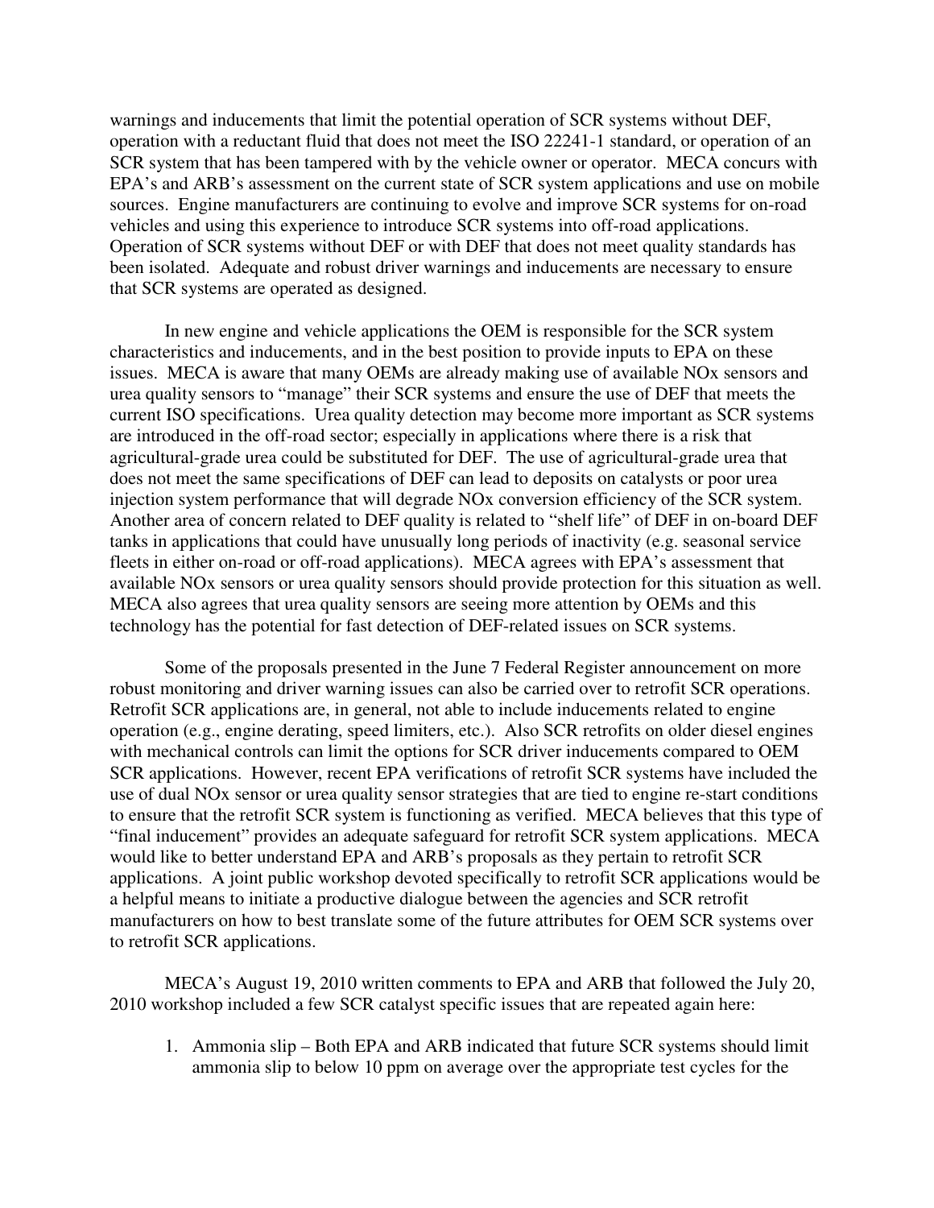warnings and inducements that limit the potential operation of SCR systems without DEF, operation with a reductant fluid that does not meet the ISO 22241-1 standard, or operation of an SCR system that has been tampered with by the vehicle owner or operator. MECA concurs with EPA's and ARB's assessment on the current state of SCR system applications and use on mobile sources. Engine manufacturers are continuing to evolve and improve SCR systems for on-road vehicles and using this experience to introduce SCR systems into off-road applications. Operation of SCR systems without DEF or with DEF that does not meet quality standards has been isolated. Adequate and robust driver warnings and inducements are necessary to ensure that SCR systems are operated as designed.

In new engine and vehicle applications the OEM is responsible for the SCR system characteristics and inducements, and in the best position to provide inputs to EPA on these issues. MECA is aware that many OEMs are already making use of available NOx sensors and urea quality sensors to "manage" their SCR systems and ensure the use of DEF that meets the current ISO specifications. Urea quality detection may become more important as SCR systems are introduced in the off-road sector; especially in applications where there is a risk that agricultural-grade urea could be substituted for DEF. The use of agricultural-grade urea that does not meet the same specifications of DEF can lead to deposits on catalysts or poor urea injection system performance that will degrade NOx conversion efficiency of the SCR system. Another area of concern related to DEF quality is related to "shelf life" of DEF in on-board DEF tanks in applications that could have unusually long periods of inactivity (e.g. seasonal service fleets in either on-road or off-road applications). MECA agrees with EPA's assessment that available NOx sensors or urea quality sensors should provide protection for this situation as well. MECA also agrees that urea quality sensors are seeing more attention by OEMs and this technology has the potential for fast detection of DEF-related issues on SCR systems.

Some of the proposals presented in the June 7 Federal Register announcement on more robust monitoring and driver warning issues can also be carried over to retrofit SCR operations. Retrofit SCR applications are, in general, not able to include inducements related to engine operation (e.g., engine derating, speed limiters, etc.). Also SCR retrofits on older diesel engines with mechanical controls can limit the options for SCR driver inducements compared to OEM SCR applications. However, recent EPA verifications of retrofit SCR systems have included the use of dual NOx sensor or urea quality sensor strategies that are tied to engine re-start conditions to ensure that the retrofit SCR system is functioning as verified. MECA believes that this type of "final inducement" provides an adequate safeguard for retrofit SCR system applications. MECA would like to better understand EPA and ARB's proposals as they pertain to retrofit SCR applications. A joint public workshop devoted specifically to retrofit SCR applications would be a helpful means to initiate a productive dialogue between the agencies and SCR retrofit manufacturers on how to best translate some of the future attributes for OEM SCR systems over to retrofit SCR applications.

MECA's August 19, 2010 written comments to EPA and ARB that followed the July 20, 2010 workshop included a few SCR catalyst specific issues that are repeated again here:

1. Ammonia slip – Both EPA and ARB indicated that future SCR systems should limit ammonia slip to below 10 ppm on average over the appropriate test cycles for the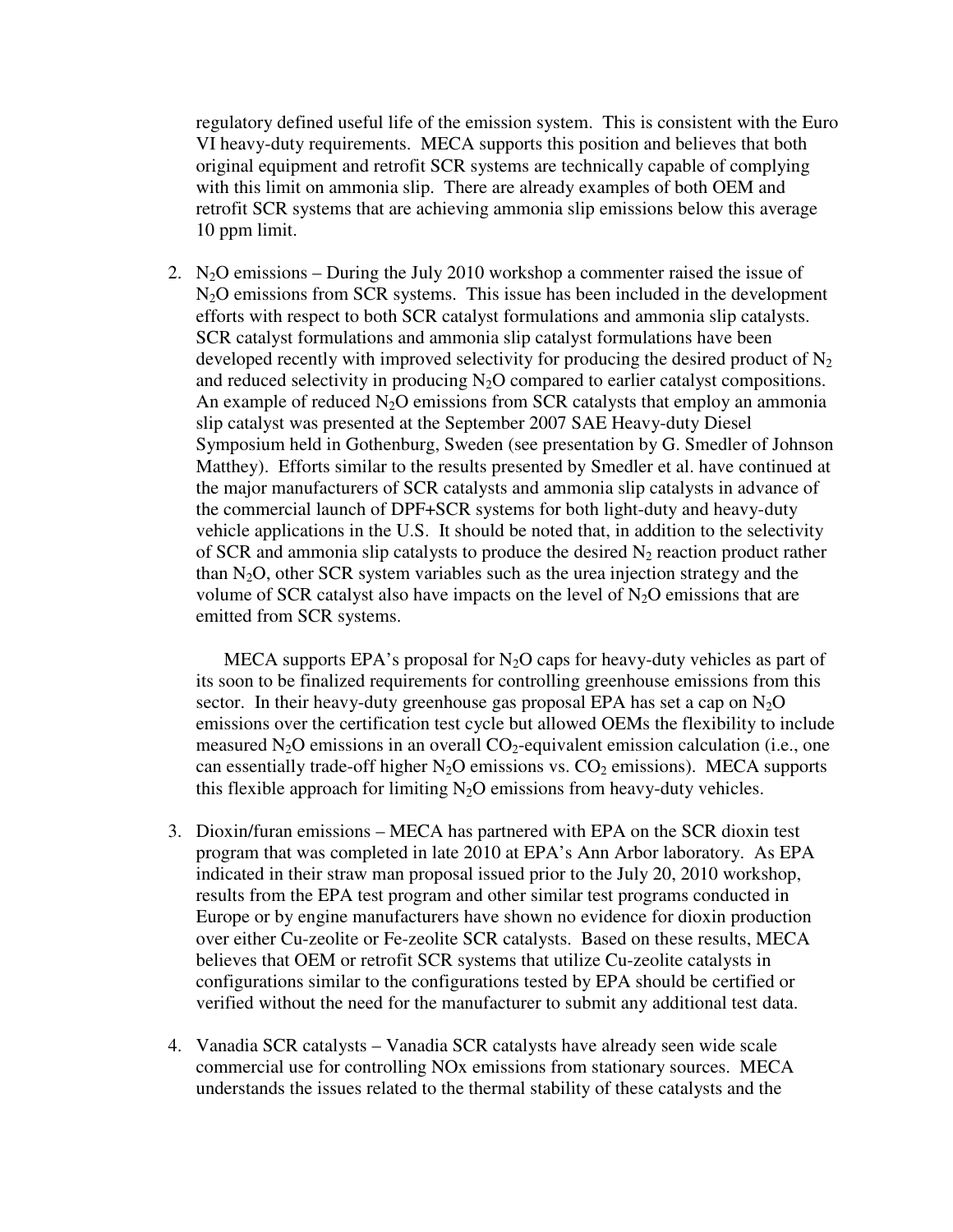regulatory defined useful life of the emission system. This is consistent with the Euro VI heavy-duty requirements. MECA supports this position and believes that both original equipment and retrofit SCR systems are technically capable of complying with this limit on ammonia slip. There are already examples of both OEM and retrofit SCR systems that are achieving ammonia slip emissions below this average 10 ppm limit.

2. $N_2O$ emissions – During the July 2010 workshop a commenter raised the issue of $N_2O$ emissions from SCR systems. This issue has been included in the development efforts with respect to both SCR catalyst formulations and ammonia slip catalysts. SCR catalyst formulations and ammonia slip catalyst formulations have been developed recently with improved selectivity for producing the desired product of $N_2$ and reduced selectivity in producing $N_2O$ compared to earlier catalyst compositions. An example of reduced $N_2O$ emissions from SCR catalysts that employ an ammonia slip catalyst was presented at the September 2007 SAE Heavy-duty Diesel Symposium held in Gothenburg, Sweden (see presentation by G. Smedler of Johnson Matthey). Efforts similar to the results presented by Smedler et al. have continued at the major manufacturers of SCR catalysts and ammonia slip catalysts in advance of the commercial launch of DPF+SCR systems for both light-duty and heavy-duty vehicle applications in the U.S. It should be noted that, in addition to the selectivity of SCR and ammonia slip catalysts to produce the desired $N_2$ reaction product rather than $N_2O$, other SCR system variables such as the urea injection strategy and the volume of SCR catalyst also have impacts on the level of $N_2O$ emissions that are emitted from SCR systems.

   MECA supports EPA's proposal for $N_2O$ caps for heavy-duty vehicles as part of its soon to be finalized requirements for controlling greenhouse emissions from this sector. In their heavy-duty greenhouse gas proposal EPA has set a cap on $N_2O$ emissions over the certification test cycle but allowed OEMs the flexibility to include measured $N_2O$ emissions in an overall $CO_2$-equivalent emission calculation (i.e., one can essentially trade-off higher $N_2O$ emissions vs. $CO_2$ emissions). MECA supports this flexible approach for limiting $N_2O$ emissions from heavy-duty vehicles.

3. Dioxin/furan emissions – MECA has partnered with EPA on the SCR dioxin test program that was completed in late 2010 at EPA's Ann Arbor laboratory. As EPA indicated in their straw man proposal issued prior to the July 20, 2010 workshop, results from the EPA test program and other similar test programs conducted in Europe or by engine manufacturers have shown no evidence for dioxin production over either Cu-zeolite or Fe-zeolite SCR catalysts. Based on these results, MECA believes that OEM or retrofit SCR systems that utilize Cu-zeolite catalysts in configurations similar to the configurations tested by EPA should be certified or verified without the need for the manufacturer to submit any additional test data.

4. Vanadia SCR catalysts – Vanadia SCR catalysts have already seen wide scale commercial use for controlling NOx emissions from stationary sources. MECA understands the issues related to the thermal stability of these catalysts and the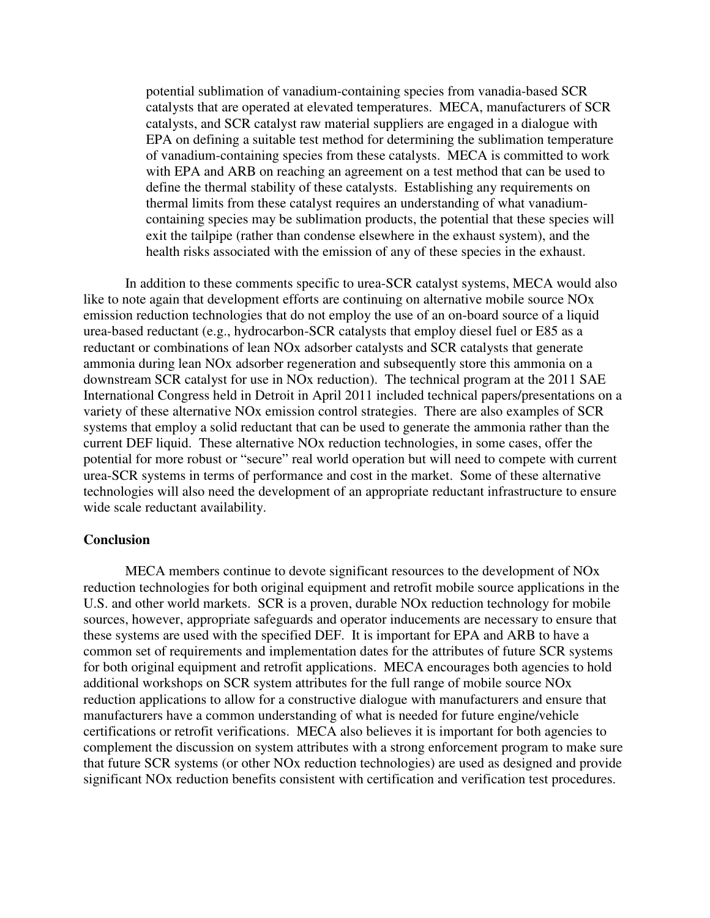potential sublimation of vanadium-containing species from vanadia-based SCR catalysts that are operated at elevated temperatures. MECA, manufacturers of SCR catalysts, and SCR catalyst raw material suppliers are engaged in a dialogue with EPA on defining a suitable test method for determining the sublimation temperature of vanadium-containing species from these catalysts. MECA is committed to work with EPA and ARB on reaching an agreement on a test method that can be used to define the thermal stability of these catalysts. Establishing any requirements on thermal limits from these catalyst requires an understanding of what vanadium-containing species may be sublimation products, the potential that these species will exit the tailpipe (rather than condense elsewhere in the exhaust system), and the health risks associated with the emission of any of these species in the exhaust.

In addition to these comments specific to urea-SCR catalyst systems, MECA would also like to note again that development efforts are continuing on alternative mobile source NOx emission reduction technologies that do not employ the use of an on-board source of a liquid urea-based reductant (e.g., hydrocarbon-SCR catalysts that employ diesel fuel or E85 as a reductant or combinations of lean NOx adsorber catalysts and SCR catalysts that generate ammonia during lean NOx adsorber regeneration and subsequently store this ammonia on a downstream SCR catalyst for use in NOx reduction). The technical program at the 2011 SAE International Congress held in Detroit in April 2011 included technical papers/presentations on a variety of these alternative NOx emission control strategies. There are also examples of SCR systems that employ a solid reductant that can be used to generate the ammonia rather than the current DEF liquid. These alternative NOx reduction technologies, in some cases, offer the potential for more robust or "secure" real world operation but will need to compete with current urea-SCR systems in terms of performance and cost in the market. Some of these alternative technologies will also need the development of an appropriate reductant infrastructure to ensure wide scale reductant availability.

**Conclusion**

MECA members continue to devote significant resources to the development of NOx reduction technologies for both original equipment and retrofit mobile source applications in the U.S. and other world markets. SCR is a proven, durable NOx reduction technology for mobile sources, however, appropriate safeguards and operator inducements are necessary to ensure that these systems are used with the specified DEF. It is important for EPA and ARB to have a common set of requirements and implementation dates for the attributes of future SCR systems for both original equipment and retrofit applications. MECA encourages both agencies to hold additional workshops on SCR system attributes for the full range of mobile source NOx reduction applications to allow for a constructive dialogue with manufacturers and ensure that manufacturers have a common understanding of what is needed for future engine/vehicle certifications or retrofit verifications. MECA also believes it is important for both agencies to complement the discussion on system attributes with a strong enforcement program to make sure that future SCR systems (or other NOx reduction technologies) are used as designed and provide significant NOx reduction benefits consistent with certification and verification test procedures.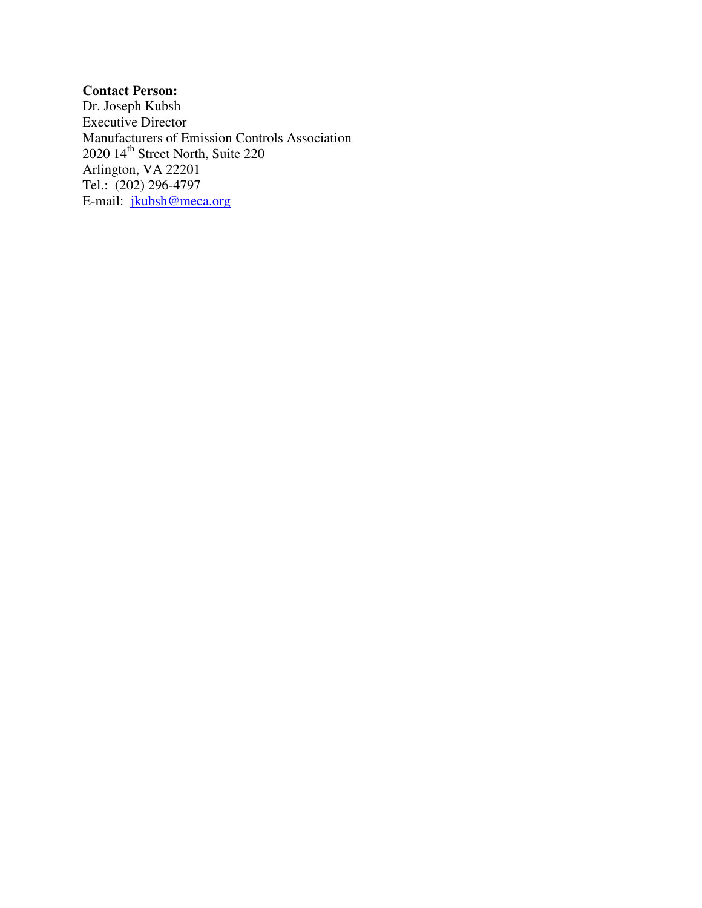**Contact Person:**
Dr. Joseph Kubsh
Executive Director
Manufacturers of Emission Controls Association
2020 14th Street North, Suite 220
Arlington, VA 22201
Tel.: (202) 296-4797
E-mail: jkubsh@meca.org